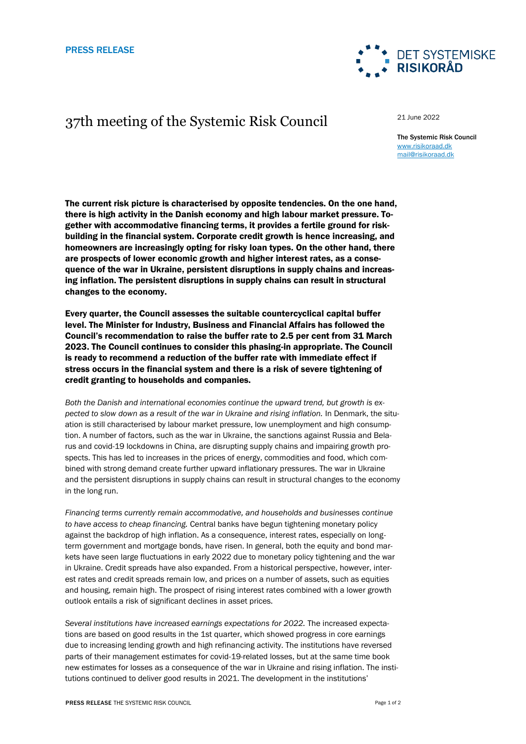PRESS RELEASE

DET SYSTEMISKE RISIKORÅD

# 37th meeting of the Systemic Risk Council

21 June 2022

**The Systemic Risk Council**
www.risikoraad.dk
mail@risikoraad.dk

**The current risk picture is characterised by opposite tendencies. On the one hand, there is high activity in the Danish economy and high labour market pressure. Together with accommodative financing terms, it provides a fertile ground for risk-building in the financial system. Corporate credit growth is hence increasing, and homeowners are increasingly opting for risky loan types. On the other hand, there are prospects of lower economic growth and higher interest rates, as a consequence of the war in Ukraine, persistent disruptions in supply chains and increasing inflation. The persistent disruptions in supply chains can result in structural changes to the economy.**

**Every quarter, the Council assesses the suitable countercyclical capital buffer level. The Minister for Industry, Business and Financial Affairs has followed the Council's recommendation to raise the buffer rate to 2.5 per cent from 31 March 2023. The Council continues to consider this phasing-in appropriate. The Council is ready to recommend a reduction of the buffer rate with immediate effect if stress occurs in the financial system and there is a risk of severe tightening of credit granting to households and companies.**

*Both the Danish and international economies continue the upward trend, but growth is expected to slow down as a result of the war in Ukraine and rising inflation.* In Denmark, the situation is still characterised by labour market pressure, low unemployment and high consumption. A number of factors, such as the war in Ukraine, the sanctions against Russia and Belarus and covid-19 lockdowns in China, are disrupting supply chains and impairing growth prospects. This has led to increases in the prices of energy, commodities and food, which combined with strong demand create further upward inflationary pressures. The war in Ukraine and the persistent disruptions in supply chains can result in structural changes to the economy in the long run.

*Financing terms currently remain accommodative, and households and businesses continue to have access to cheap financing.* Central banks have begun tightening monetary policy against the backdrop of high inflation. As a consequence, interest rates, especially on long-term government and mortgage bonds, have risen. In general, both the equity and bond markets have seen large fluctuations in early 2022 due to monetary policy tightening and the war in Ukraine. Credit spreads have also expanded. From a historical perspective, however, interest rates and credit spreads remain low, and prices on a number of assets, such as equities and housing, remain high. The prospect of rising interest rates combined with a lower growth outlook entails a risk of significant declines in asset prices.

*Several institutions have increased earnings expectations for 2022.* The increased expectations are based on good results in the 1st quarter, which showed progress in core earnings due to increasing lending growth and high refinancing activity. The institutions have reversed parts of their management estimates for covid-19-related losses, but at the same time book new estimates for losses as a consequence of the war in Ukraine and rising inflation. The institutions continued to deliver good results in 2021. The development in the institutions'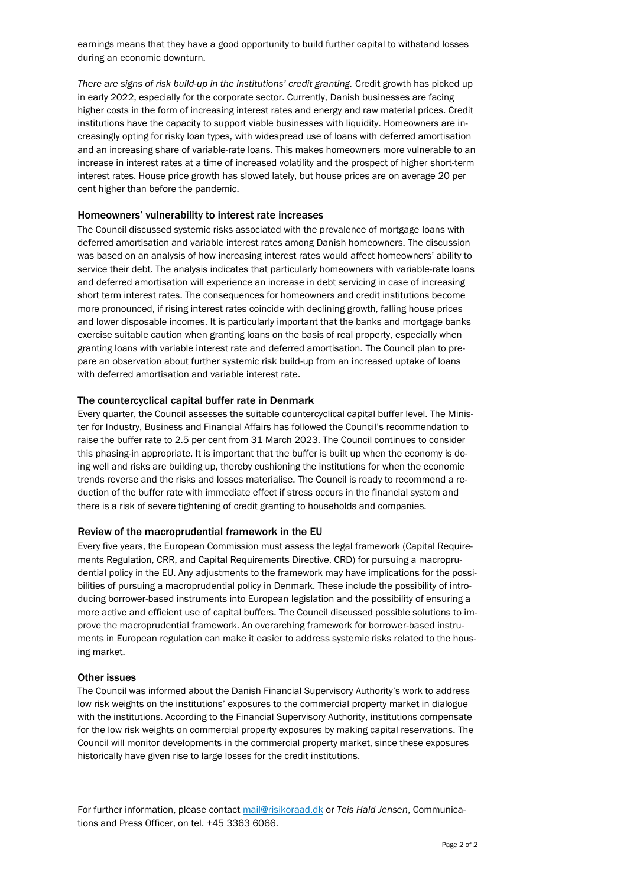earnings means that they have a good opportunity to build further capital to withstand losses during an economic downturn.

*There are signs of risk build-up in the institutions' credit granting.* Credit growth has picked up in early 2022, especially for the corporate sector. Currently, Danish businesses are facing higher costs in the form of increasing interest rates and energy and raw material prices. Credit institutions have the capacity to support viable businesses with liquidity. Homeowners are increasingly opting for risky loan types, with widespread use of loans with deferred amortisation and an increasing share of variable-rate loans. This makes homeowners more vulnerable to an increase in interest rates at a time of increased volatility and the prospect of higher short-term interest rates. House price growth has slowed lately, but house prices are on average 20 per cent higher than before the pandemic.

## Homeowners' vulnerability to interest rate increases

The Council discussed systemic risks associated with the prevalence of mortgage loans with deferred amortisation and variable interest rates among Danish homeowners. The discussion was based on an analysis of how increasing interest rates would affect homeowners' ability to service their debt. The analysis indicates that particularly homeowners with variable-rate loans and deferred amortisation will experience an increase in debt servicing in case of increasing short term interest rates. The consequences for homeowners and credit institutions become more pronounced, if rising interest rates coincide with declining growth, falling house prices and lower disposable incomes. It is particularly important that the banks and mortgage banks exercise suitable caution when granting loans on the basis of real property, especially when granting loans with variable interest rate and deferred amortisation. The Council plan to prepare an observation about further systemic risk build-up from an increased uptake of loans with deferred amortisation and variable interest rate.

## The countercyclical capital buffer rate in Denmark

Every quarter, the Council assesses the suitable countercyclical capital buffer level. The Minister for Industry, Business and Financial Affairs has followed the Council's recommendation to raise the buffer rate to 2.5 per cent from 31 March 2023. The Council continues to consider this phasing-in appropriate. It is important that the buffer is built up when the economy is doing well and risks are building up, thereby cushioning the institutions for when the economic trends reverse and the risks and losses materialise. The Council is ready to recommend a reduction of the buffer rate with immediate effect if stress occurs in the financial system and there is a risk of severe tightening of credit granting to households and companies.

## Review of the macroprudential framework in the EU

Every five years, the European Commission must assess the legal framework (Capital Requirements Regulation, CRR, and Capital Requirements Directive, CRD) for pursuing a macroprudential policy in the EU. Any adjustments to the framework may have implications for the possibilities of pursuing a macroprudential policy in Denmark. These include the possibility of introducing borrower-based instruments into European legislation and the possibility of ensuring a more active and efficient use of capital buffers. The Council discussed possible solutions to improve the macroprudential framework. An overarching framework for borrower-based instruments in European regulation can make it easier to address systemic risks related to the housing market.

## Other issues

The Council was informed about the Danish Financial Supervisory Authority's work to address low risk weights on the institutions' exposures to the commercial property market in dialogue with the institutions. According to the Financial Supervisory Authority, institutions compensate for the low risk weights on commercial property exposures by making capital reservations. The Council will monitor developments in the commercial property market, since these exposures historically have given rise to large losses for the credit institutions.

For further information, please contact mail@risikoraad.dk or *Teis Hald Jensen*, Communications and Press Officer, on tel. +45 3363 6066.